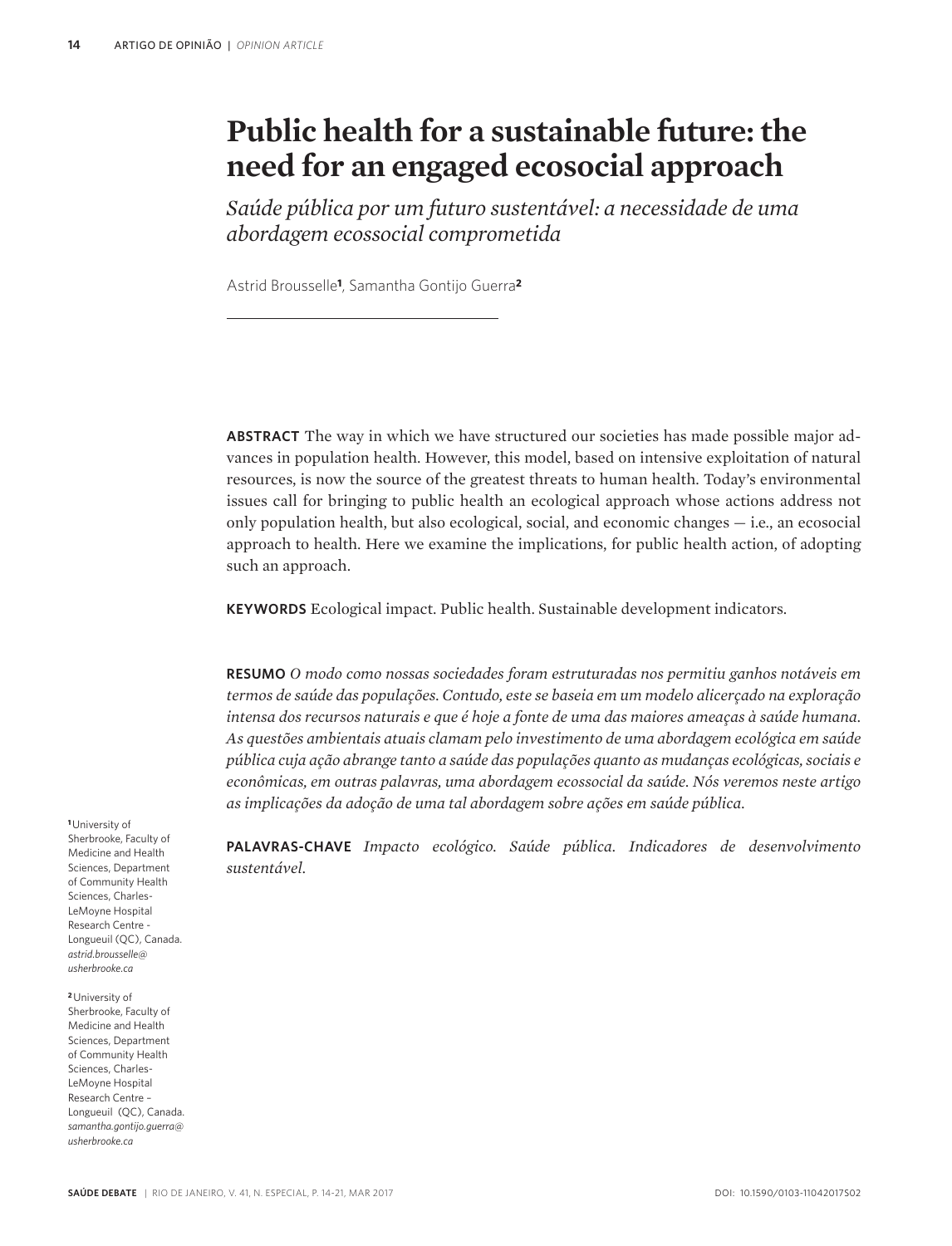# Public health for a sustainable future: the need for an engaged ecosocial approach

*Saúde pública por um futuro sustentável: a necessidade de uma abordagem ecossocial comprometida*

Astrid Brousselle[1], Samantha Gontijo Guerra[2]

**ABSTRACT** The way in which we have structured our societies has made possible major advances in population health. However, this model, based on intensive exploitation of natural resources, is now the source of the greatest threats to human health. Today's environmental issues call for bringing to public health an ecological approach whose actions address not only population health, but also ecological, social, and economic changes — i.e., an ecosocial approach to health. Here we examine the implications, for public health action, of adopting such an approach.

**KEYWORDS** Ecological impact. Public health. Sustainable development indicators.

**RESUMO** *O modo como nossas sociedades foram estruturadas nos permitiu ganhos notáveis em termos de saúde das populações. Contudo, este se baseia em um modelo alicerçado na exploração intensa dos recursos naturais e que é hoje a fonte de uma das maiores ameaças à saúde humana. As questões ambientais atuais clamam pelo investimento de uma abordagem ecológica em saúde pública cuja ação abrange tanto a saúde das populações quanto as mudanças ecológicas, sociais e econômicas, em outras palavras, uma abordagem ecossocial da saúde. Nós veremos neste artigo as implicações da adoção de uma tal abordagem sobre ações em saúde pública.*

**PALAVRAS-CHAVE** *Impacto ecológico. Saúde pública. Indicadores de desenvolvimento sustentável.*

[1] University of Sherbrooke, Faculty of Medicine and Health Sciences, Department of Community Health Sciences, Charles-LeMoyne Hospital Research Centre - Longueuil (QC), Canada. *astrid.brousselle@usherbrooke.ca*

[2] University of Sherbrooke, Faculty of Medicine and Health Sciences, Department of Community Health Sciences, Charles-LeMoyne Hospital Research Centre – Longueuil (QC), Canada. *samantha.gontijo.guerra@usherbrooke.ca*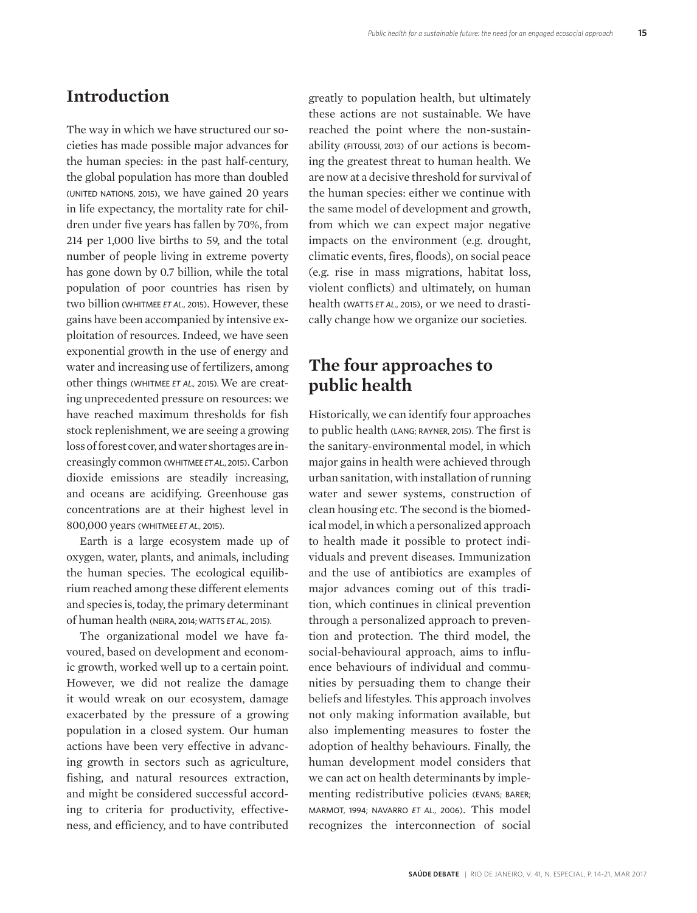## Introduction

The way in which we have structured our societies has made possible major advances for the human species: in the past half-century, the global population has more than doubled (UNITED NATIONS, 2015), we have gained 20 years in life expectancy, the mortality rate for children under five years has fallen by 70%, from 214 per 1,000 live births to 59, and the total number of people living in extreme poverty has gone down by 0.7 billion, while the total population of poor countries has risen by two billion (WHITMEE *ET AL.*, 2015). However, these gains have been accompanied by intensive exploitation of resources. Indeed, we have seen exponential growth in the use of energy and water and increasing use of fertilizers, among other things (WHITMEE *ET AL.*, 2015). We are creating unprecedented pressure on resources: we have reached maximum thresholds for fish stock replenishment, we are seeing a growing loss of forest cover, and water shortages are increasingly common (WHITMEE *ET AL.*, 2015). Carbon dioxide emissions are steadily increasing, and oceans are acidifying. Greenhouse gas concentrations are at their highest level in 800,000 years (WHITMEE *ET AL.*, 2015).

Earth is a large ecosystem made up of oxygen, water, plants, and animals, including the human species. The ecological equilibrium reached among these different elements and species is, today, the primary determinant of human health (NEIRA, 2014; WATTS *ET AL.*, 2015).

The organizational model we have favoured, based on development and economic growth, worked well up to a certain point. However, we did not realize the damage it would wreak on our ecosystem, damage exacerbated by the pressure of a growing population in a closed system. Our human actions have been very effective in advancing growth in sectors such as agriculture, fishing, and natural resources extraction, and might be considered successful according to criteria for productivity, effectiveness, and efficiency, and to have contributed greatly to population health, but ultimately these actions are not sustainable. We have reached the point where the non-sustainability (FITOUSSI, 2013) of our actions is becoming the greatest threat to human health. We are now at a decisive threshold for survival of the human species: either we continue with the same model of development and growth, from which we can expect major negative impacts on the environment (e.g. drought, climatic events, fires, floods), on social peace (e.g. rise in mass migrations, habitat loss, violent conflicts) and ultimately, on human health (WATTS *ET AL.*, 2015), or we need to drastically change how we organize our societies.

## The four approaches to public health

Historically, we can identify four approaches to public health (LANG; RAYNER, 2015). The first is the sanitary-environmental model, in which major gains in health were achieved through urban sanitation, with installation of running water and sewer systems, construction of clean housing etc. The second is the biomedical model, in which a personalized approach to health made it possible to protect individuals and prevent diseases. Immunization and the use of antibiotics are examples of major advances coming out of this tradition, which continues in clinical prevention through a personalized approach to prevention and protection. The third model, the social-behavioural approach, aims to influence behaviours of individual and communities by persuading them to change their beliefs and lifestyles. This approach involves not only making information available, but also implementing measures to foster the adoption of healthy behaviours. Finally, the human development model considers that we can act on health determinants by implementing redistributive policies (EVANS; BARER; MARMOT, 1994; NAVARRO *ET AL.*, 2006). This model recognizes the interconnection of social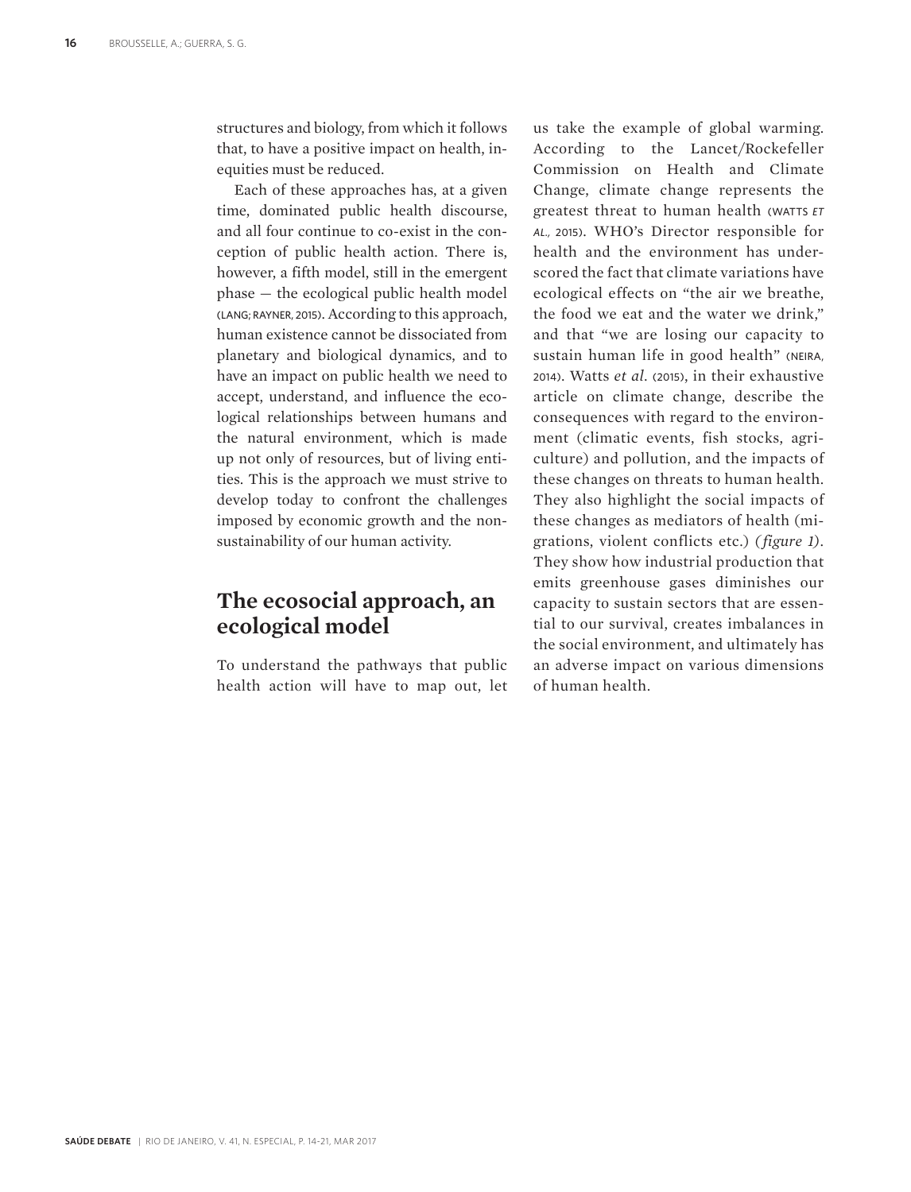structures and biology, from which it follows that, to have a positive impact on health, inequities must be reduced.

Each of these approaches has, at a given time, dominated public health discourse, and all four continue to co-exist in the conception of public health action. There is, however, a fifth model, still in the emergent phase — the ecological public health model (LANG; RAYNER, 2015). According to this approach, human existence cannot be dissociated from planetary and biological dynamics, and to have an impact on public health we need to accept, understand, and influence the ecological relationships between humans and the natural environment, which is made up not only of resources, but of living entities. This is the approach we must strive to develop today to confront the challenges imposed by economic growth and the non-sustainability of our human activity.

## The ecosocial approach, an ecological model

To understand the pathways that public health action will have to map out, let us take the example of global warming. According to the Lancet/Rockefeller Commission on Health and Climate Change, climate change represents the greatest threat to human health (WATTS *ET AL.*, 2015). WHO's Director responsible for health and the environment has underscored the fact that climate variations have ecological effects on "the air we breathe, the food we eat and the water we drink," and that "we are losing our capacity to sustain human life in good health" (NEIRA, 2014). Watts *et al.* (2015), in their exhaustive article on climate change, describe the consequences with regard to the environment (climatic events, fish stocks, agriculture) and pollution, and the impacts of these changes on threats to human health. They also highlight the social impacts of these changes as mediators of health (migrations, violent conflicts etc.) (*figure 1*). They show how industrial production that emits greenhouse gases diminishes our capacity to sustain sectors that are essential to our survival, creates imbalances in the social environment, and ultimately has an adverse impact on various dimensions of human health.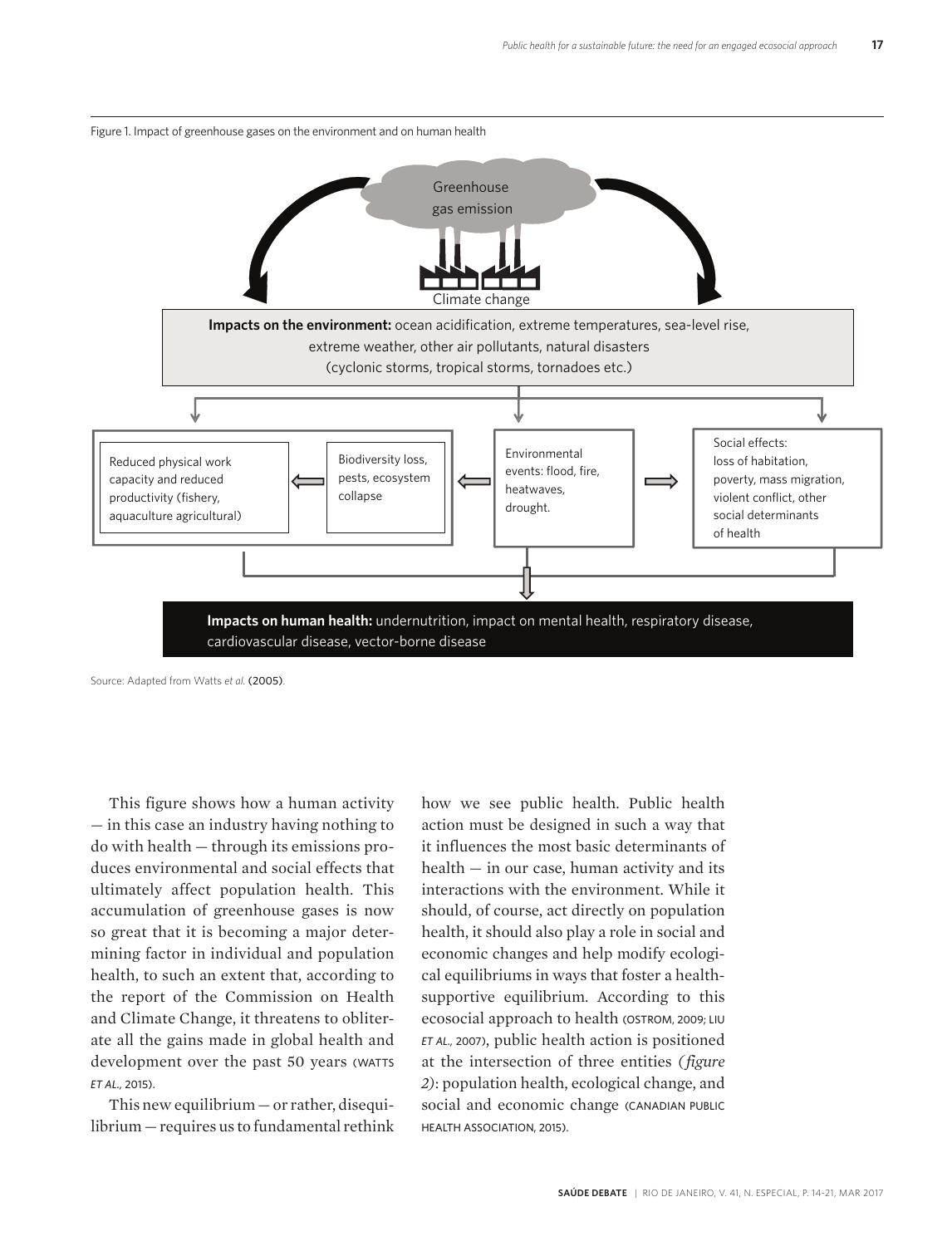Figure 1. Impact of greenhouse gases on the environment and on human health

Greenhouse gas emission

Climate change

**Impacts on the environment:** ocean acidification, extreme temperatures, sea-level rise, extreme weather, other air pollutants, natural disasters (cyclonic storms, tropical storms, tornadoes etc.)

Reduced physical work capacity and reduced productivity (fishery, aquaculture agricultural)

Biodiversity loss, pests, ecosystem collapse

Environmental events: flood, fire, heatwaves, drought.

Social effects: loss of habitation, poverty, mass migration, violent conflict, other social determinants of health

**Impacts on human health:** undernutrition, impact on mental health, respiratory disease, cardiovascular disease, vector-borne disease

Source: Adapted from Watts *et al.* (2005).

This figure shows how a human activity — in this case an industry having nothing to do with health — through its emissions produces environmental and social effects that ultimately affect population health. This accumulation of greenhouse gases is now so great that it is becoming a major determining factor in individual and population health, to such an extent that, according to the report of the Commission on Health and Climate Change, it threatens to obliterate all the gains made in global health and development over the past 50 years (WATTS *ET AL.*, 2015).

This new equilibrium — or rather, disequilibrium — requires us to fundamental rethink how we see public health. Public health action must be designed in such a way that it influences the most basic determinants of health — in our case, human activity and its interactions with the environment. While it should, of course, act directly on population health, it should also play a role in social and economic changes and help modify ecological equilibriums in ways that foster a health-supportive equilibrium. According to this ecosocial approach to health (OSTROM, 2009; LIU *ET AL.*, 2007), public health action is positioned at the intersection of three entities *(figure 2)*: population health, ecological change, and social and economic change (CANADIAN PUBLIC HEALTH ASSOCIATION, 2015).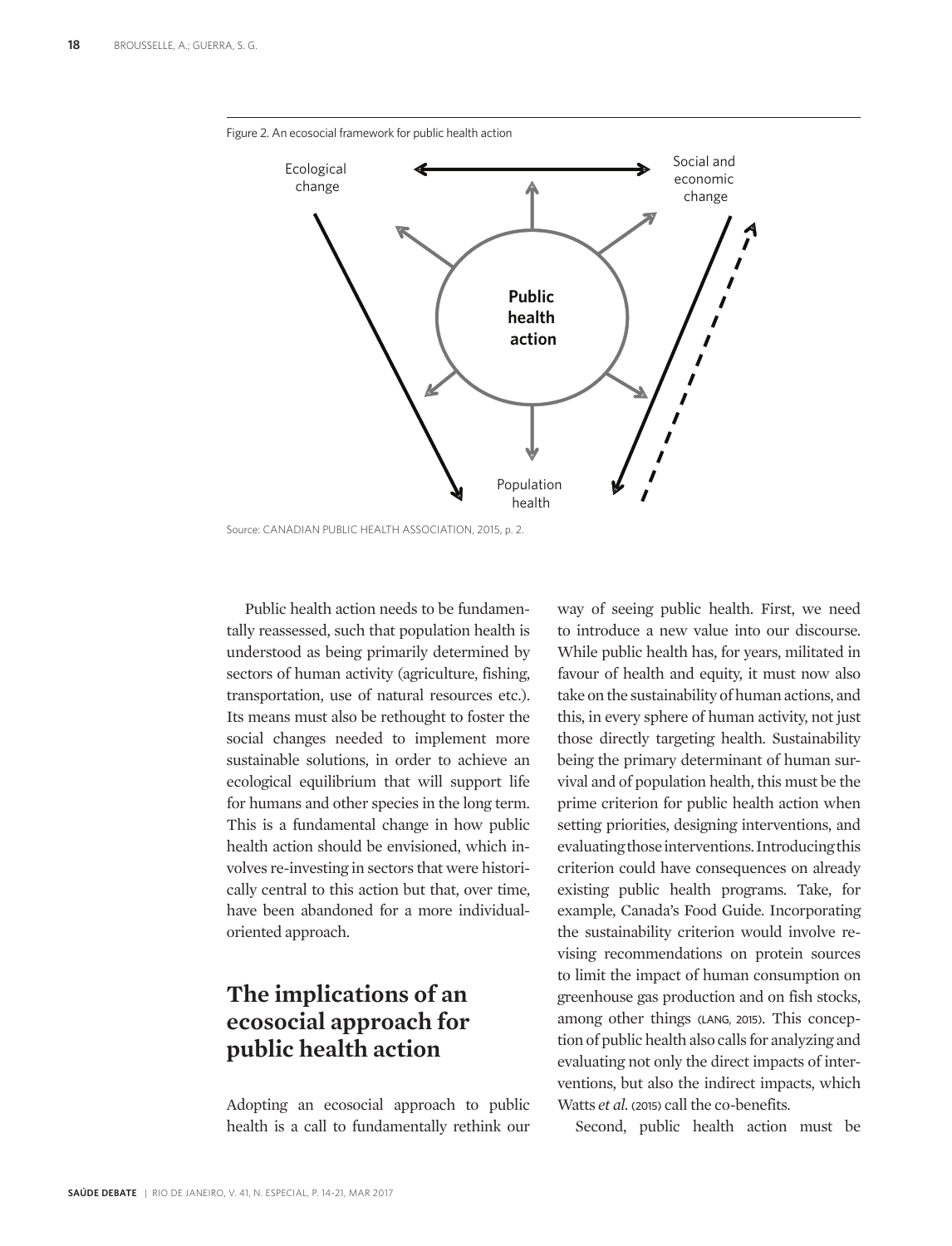Figure 2. An ecosocial framework for public health action

Ecological change

Social and economic change

Public health action

Population health

Source: CANADIAN PUBLIC HEALTH ASSOCIATION, 2015, p. 2.

Public health action needs to be fundamentally reassessed, such that population health is understood as being primarily determined by sectors of human activity (agriculture, fishing, transportation, use of natural resources etc.). Its means must also be rethought to foster the social changes needed to implement more sustainable solutions, in order to achieve an ecological equilibrium that will support life for humans and other species in the long term. This is a fundamental change in how public health action should be envisioned, which involves re-investing in sectors that were historically central to this action but that, over time, have been abandoned for a more individual-oriented approach.

## The implications of an ecosocial approach for public health action

Adopting an ecosocial approach to public health is a call to fundamentally rethink our way of seeing public health. First, we need to introduce a new value into our discourse. While public health has, for years, militated in favour of health and equity, it must now also take on the sustainability of human actions, and this, in every sphere of human activity, not just those directly targeting health. Sustainability being the primary determinant of human survival and of population health, this must be the prime criterion for public health action when setting priorities, designing interventions, and evaluating those interventions. Introducing this criterion could have consequences on already existing public health programs. Take, for example, Canada's Food Guide. Incorporating the sustainability criterion would involve revising recommendations on protein sources to limit the impact of human consumption on greenhouse gas production and on fish stocks, among other things (LANG, 2015). This conception of public health also calls for analyzing and evaluating not only the direct impacts of interventions, but also the indirect impacts, which Watts *et al.* (2015) call the co-benefits.

Second, public health action must be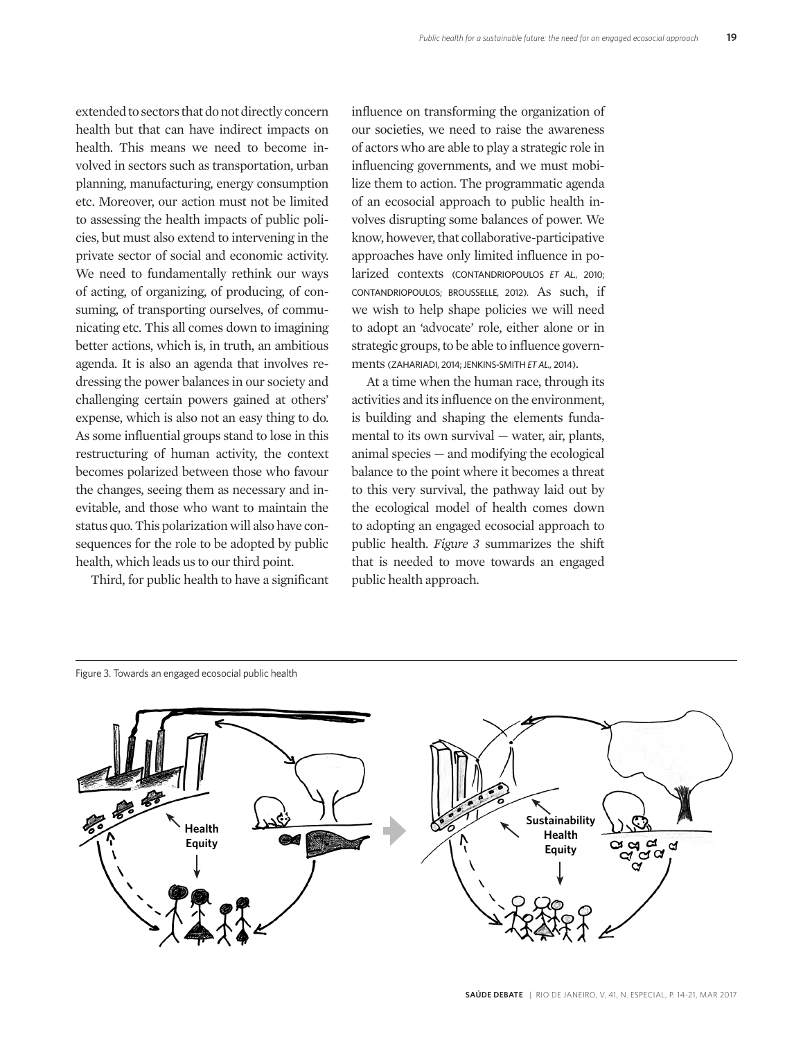extended to sectors that do not directly concern health but that can have indirect impacts on health. This means we need to become involved in sectors such as transportation, urban planning, manufacturing, energy consumption etc. Moreover, our action must not be limited to assessing the health impacts of public policies, but must also extend to intervening in the private sector of social and economic activity. We need to fundamentally rethink our ways of acting, of organizing, of producing, of consuming, of transporting ourselves, of communicating etc. This all comes down to imagining better actions, which is, in truth, an ambitious agenda. It is also an agenda that involves redressing the power balances in our society and challenging certain powers gained at others' expense, which is also not an easy thing to do. As some influential groups stand to lose in this restructuring of human activity, the context becomes polarized between those who favour the changes, seeing them as necessary and inevitable, and those who want to maintain the status quo. This polarization will also have consequences for the role to be adopted by public health, which leads us to our third point.

Third, for public health to have a significant influence on transforming the organization of our societies, we need to raise the awareness of actors who are able to play a strategic role in influencing governments, and we must mobilize them to action. The programmatic agenda of an ecosocial approach to public health involves disrupting some balances of power. We know, however, that collaborative-participative approaches have only limited influence in polarized contexts (CONTANDRIOPOULOS *ET AL.*, 2010; CONTANDRIOPOULOS; BROUSSELLE, 2012). As such, if we wish to help shape policies we will need to adopt an 'advocate' role, either alone or in strategic groups, to be able to influence governments (ZAHARIADI, 2014; JENKINS-SMITH *ET AL.*, 2014).

At a time when the human race, through its activities and its influence on the environment, is building and shaping the elements fundamental to its own survival — water, air, plants, animal species — and modifying the ecological balance to the point where it becomes a threat to this very survival, the pathway laid out by the ecological model of health comes down to adopting an engaged ecosocial approach to public health. *Figure 3* summarizes the shift that is needed to move towards an engaged public health approach.

Figure 3. Towards an engaged ecosocial public health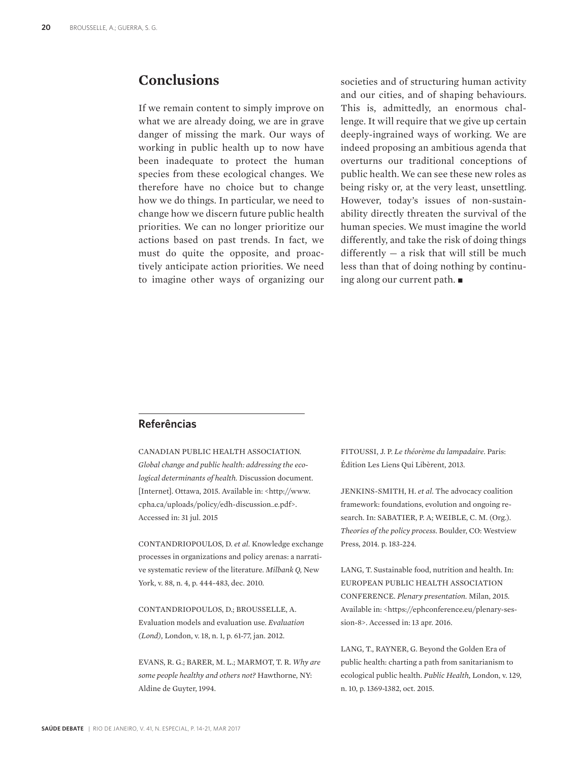## Conclusions

If we remain content to simply improve on what we are already doing, we are in grave danger of missing the mark. Our ways of working in public health up to now have been inadequate to protect the human species from these ecological changes. We therefore have no choice but to change how we do things. In particular, we need to change how we discern future public health priorities. We can no longer prioritize our actions based on past trends. In fact, we must do quite the opposite, and proactively anticipate action priorities. We need to imagine other ways of organizing our societies and of structuring human activity and our cities, and of shaping behaviours. This is, admittedly, an enormous challenge. It will require that we give up certain deeply-ingrained ways of working. We are indeed proposing an ambitious agenda that overturns our traditional conceptions of public health. We can see these new roles as being risky or, at the very least, unsettling. However, today's issues of non-sustainability directly threaten the survival of the human species. We must imagine the world differently, and take the risk of doing things differently — a risk that will still be much less than that of doing nothing by continuing along our current path. ■

## Referências

CANADIAN PUBLIC HEALTH ASSOCIATION. *Global change and public health: addressing the ecological determinants of health.* Discussion document. [Internet]. Ottawa, 2015. Available in: <http://www.cpha.ca/uploads/policy/edh-discussion_e.pdf>. Accessed in: 31 jul. 2015

CONTANDRIOPOULOS, D. *et al.* Knowledge exchange processes in organizations and policy arenas: a narrative systematic review of the literature. *Milbank Q,* New York, v. 88, n. 4, p. 444-483, dec. 2010.

CONTANDRIOPOULOS, D.; BROUSSELLE, A. Evaluation models and evaluation use. *Evaluation (Lond),* London, v. 18, n. 1, p. 61-77, jan. 2012.

EVANS, R. G.; BARER, M. L.; MARMOT, T. R. *Why are some people healthy and others not?* Hawthorne, NY: Aldine de Guyter, 1994.

FITOUSSI, J. P. *Le théorème du lampadaire*. Paris: Édition Les Liens Qui Libèrent, 2013.

JENKINS-SMITH, H. *et al.* The advocacy coalition framework: foundations, evolution and ongoing research. In: SABATIER, P. A; WEIBLE, C. M. (Org.). *Theories of the policy process.* Boulder, CO: Westview Press, 2014. p. 183-224.

LANG, T. Sustainable food, nutrition and health. In: EUROPEAN PUBLIC HEALTH ASSOCIATION CONFERENCE. *Plenary presentation.* Milan, 2015. Available in: <https://ephconference.eu/plenary-session-8>. Accessed in: 13 apr. 2016.

LANG, T., RAYNER, G. Beyond the Golden Era of public health: charting a path from sanitarianism to ecological public health. *Public Health,* London, v. 129, n. 10, p. 1369-1382, oct. 2015.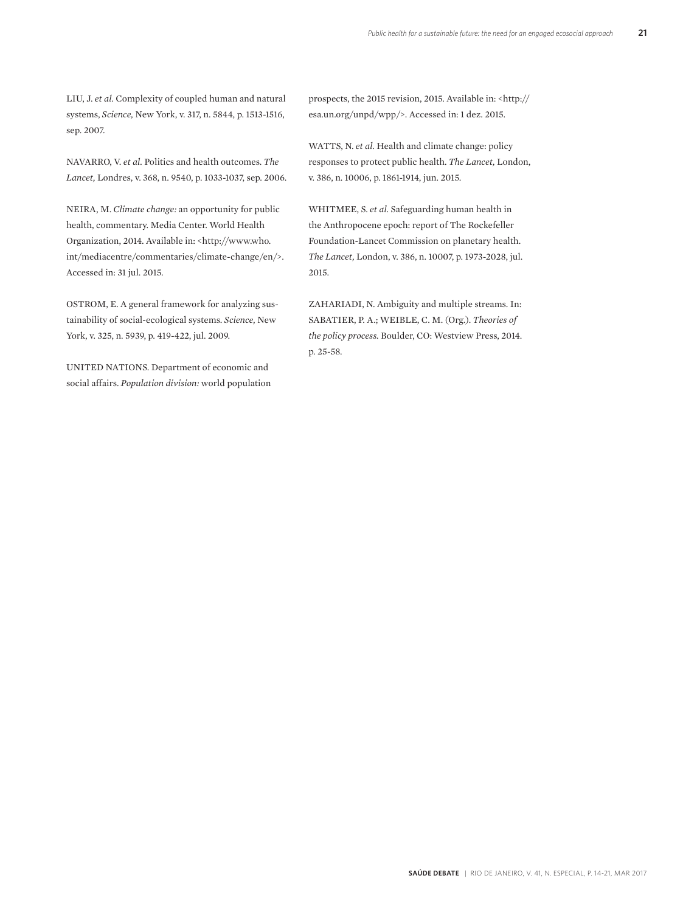LIU, J. *et al.* Complexity of coupled human and natural systems, *Science,* New York, v. 317, n. 5844, p. 1513-1516, sep. 2007.

NAVARRO, V. *et al.* Politics and health outcomes. *The Lancet,* Londres, v. 368, n. 9540, p. 1033-1037, sep. 2006.

NEIRA, M. *Climate change:* an opportunity for public health, commentary. Media Center. World Health Organization, 2014. Available in: <http://www.who.int/mediacentre/commentaries/climate-change/en/>. Accessed in: 31 jul. 2015.

OSTROM, E. A general framework for analyzing sustainability of social-ecological systems. *Science,* New York, v. 325, n. 5939, p. 419-422, jul. 2009.

UNITED NATIONS. Department of economic and social affairs. *Population division:* world population prospects, the 2015 revision, 2015. Available in: <http://esa.un.org/unpd/wpp/>. Accessed in: 1 dez. 2015.

WATTS, N. *et al.* Health and climate change: policy responses to protect public health. *The Lancet,* London, v. 386, n. 10006, p. 1861-1914, jun. 2015.

WHITMEE, S. *et al.* Safeguarding human health in the Anthropocene epoch: report of The Rockefeller Foundation-Lancet Commission on planetary health. *The Lancet,* London, v. 386, n. 10007, p. 1973-2028, jul. 2015.

ZAHARIADI, N. Ambiguity and multiple streams. In: SABATIER, P. A.; WEIBLE, C. M. (Org.). *Theories of the policy process.* Boulder, CO: Westview Press, 2014. p. 25-58.